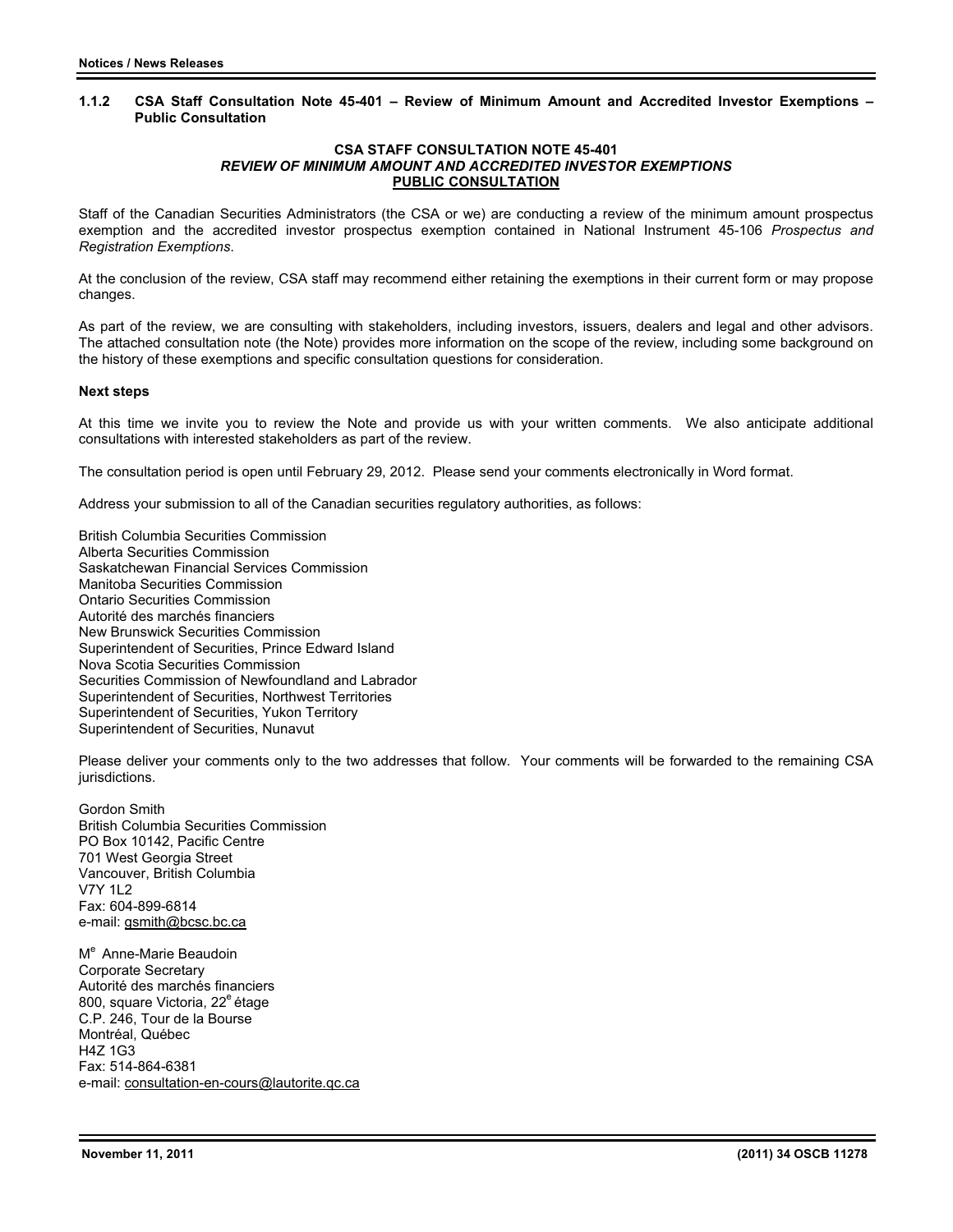### 1.1.2 CSA Staff Consultation Note 45-401 – Review of Minimum Amount and Accredited Investor Exemptions – Public Consultation

**CSA STAFF CONSULTATION NOTE 45-401**
***REVIEW OF MINIMUM AMOUNT AND ACCREDITED INVESTOR EXEMPTIONS***
**PUBLIC CONSULTATION**

Staff of the Canadian Securities Administrators (the CSA or we) are conducting a review of the minimum amount prospectus exemption and the accredited investor prospectus exemption contained in National Instrument 45-106 *Prospectus and Registration Exemptions*.

At the conclusion of the review, CSA staff may recommend either retaining the exemptions in their current form or may propose changes.

As part of the review, we are consulting with stakeholders, including investors, issuers, dealers and legal and other advisors. The attached consultation note (the Note) provides more information on the scope of the review, including some background on the history of these exemptions and specific consultation questions for consideration.

**Next steps**

At this time we invite you to review the Note and provide us with your written comments. We also anticipate additional consultations with interested stakeholders as part of the review.

The consultation period is open until February 29, 2012. Please send your comments electronically in Word format.

Address your submission to all of the Canadian securities regulatory authorities, as follows:

British Columbia Securities Commission
Alberta Securities Commission
Saskatchewan Financial Services Commission
Manitoba Securities Commission
Ontario Securities Commission
Autorité des marchés financiers
New Brunswick Securities Commission
Superintendent of Securities, Prince Edward Island
Nova Scotia Securities Commission
Securities Commission of Newfoundland and Labrador
Superintendent of Securities, Northwest Territories
Superintendent of Securities, Yukon Territory
Superintendent of Securities, Nunavut

Please deliver your comments only to the two addresses that follow. Your comments will be forwarded to the remaining CSA jurisdictions.

Gordon Smith
British Columbia Securities Commission
PO Box 10142, Pacific Centre
701 West Georgia Street
Vancouver, British Columbia
V7Y 1L2
Fax: 604-899-6814
e-mail: gsmith@bcsc.bc.ca

Me Anne-Marie Beaudoin
Corporate Secretary
Autorité des marchés financiers
800, square Victoria, 22e étage
C.P. 246, Tour de la Bourse
Montréal, Québec
H4Z 1G3
Fax: 514-864-6381
e-mail: consultation-en-cours@lautorite.qc.ca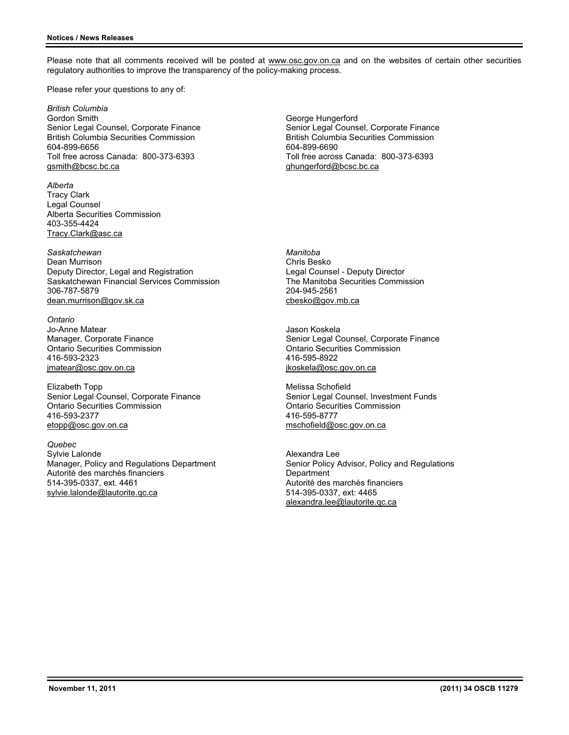Please note that all comments received will be posted at www.osc.gov.on.ca and on the websites of certain other securities regulatory authorities to improve the transparency of the policy-making process.

Please refer your questions to any of:

*British Columbia*

Gordon Smith
Senior Legal Counsel, Corporate Finance
British Columbia Securities Commission
604-899-6656
Toll free across Canada: 800-373-6393
gsmith@bcsc.bc.ca

George Hungerford
Senior Legal Counsel, Corporate Finance
British Columbia Securities Commission
604-899-6690
Toll free across Canada: 800-373-6393
ghungerford@bcsc.bc.ca

*Alberta*

Tracy Clark
Legal Counsel
Alberta Securities Commission
403-355-4424
Tracy.Clark@asc.ca

*Saskatchewan*

Dean Murrison
Deputy Director, Legal and Registration
Saskatchewan Financial Services Commission
306-787-5879
dean.murrison@gov.sk.ca

*Manitoba*

Chris Besko
Legal Counsel - Deputy Director
The Manitoba Securities Commission
204-945-2561
cbesko@gov.mb.ca

*Ontario*

Jo-Anne Matear
Manager, Corporate Finance
Ontario Securities Commission
416-593-2323
jmatear@osc.gov.on.ca

Jason Koskela
Senior Legal Counsel, Corporate Finance
Ontario Securities Commission
416-595-8922
jkoskela@osc.gov.on.ca

Elizabeth Topp
Senior Legal Counsel, Corporate Finance
Ontario Securities Commission
416-593-2377
etopp@osc.gov.on.ca

Melissa Schofield
Senior Legal Counsel, Investment Funds
Ontario Securities Commission
416-595-8777
mschofield@osc.gov.on.ca

*Quebec*

Sylvie Lalonde
Manager, Policy and Regulations Department
Autorité des marchés financiers
514-395-0337, ext. 4461
sylvie.lalonde@lautorite.qc.ca

Alexandra Lee
Senior Policy Advisor, Policy and Regulations Department
Autorité des marchés financiers
514-395-0337, ext: 4465
alexandra.lee@lautorite.qc.ca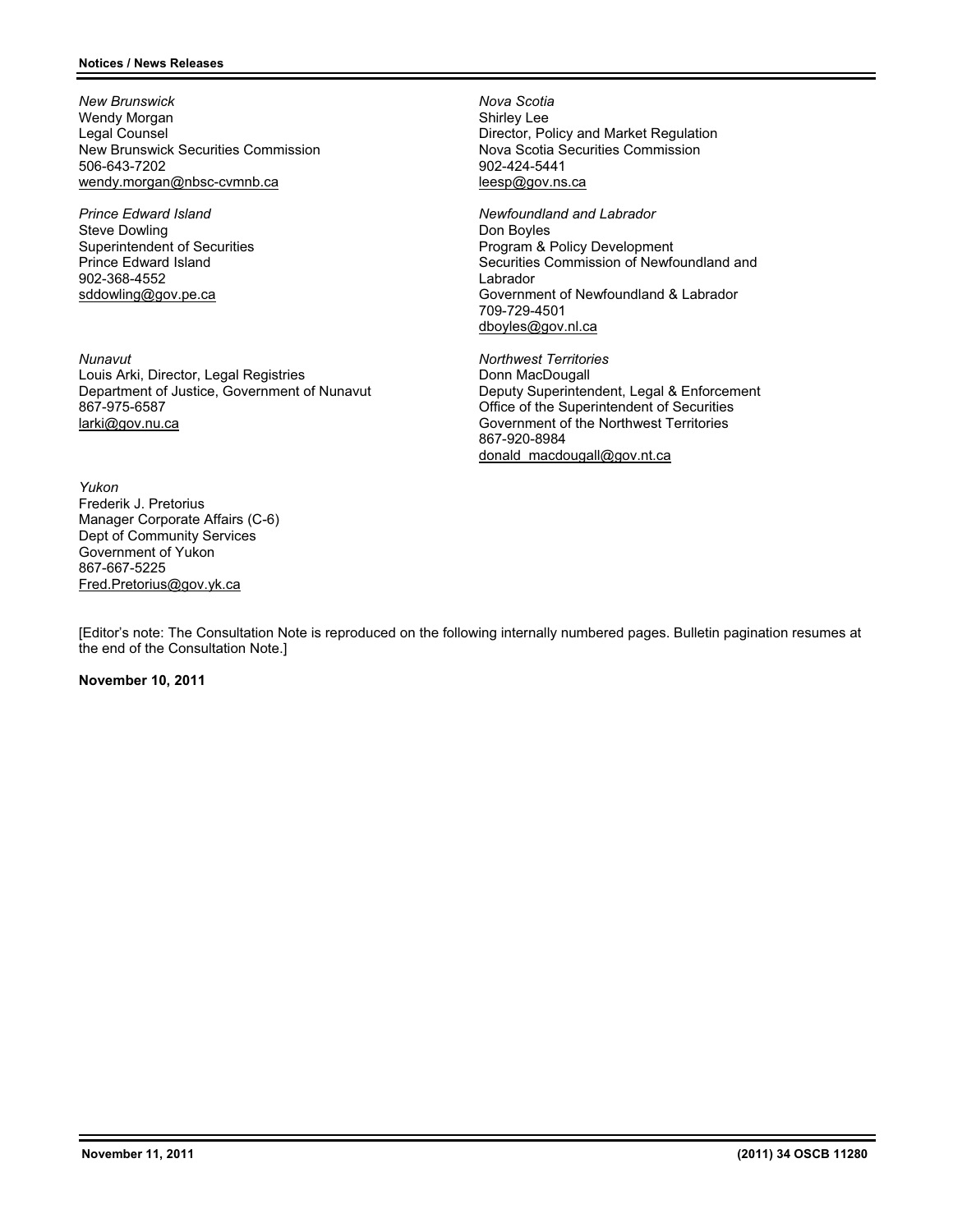*New Brunswick*
Wendy Morgan
Legal Counsel
New Brunswick Securities Commission
506-643-7202
wendy.morgan@nbsc-cvmnb.ca

*Prince Edward Island*
Steve Dowling
Superintendent of Securities
Prince Edward Island
902-368-4552
sddowling@gov.pe.ca

*Nunavut*
Louis Arki, Director, Legal Registries
Department of Justice, Government of Nunavut
867-975-6587
larki@gov.nu.ca

*Yukon*
Frederik J. Pretorius
Manager Corporate Affairs (C-6)
Dept of Community Services
Government of Yukon
867-667-5225
Fred.Pretorius@gov.yk.ca

*Nova Scotia*
Shirley Lee
Director, Policy and Market Regulation
Nova Scotia Securities Commission
902-424-5441
leesp@gov.ns.ca

*Newfoundland and Labrador*
Don Boyles
Program & Policy Development
Securities Commission of Newfoundland and Labrador
Government of Newfoundland & Labrador
709-729-4501
dboyles@gov.nl.ca

*Northwest Territories*
Donn MacDougall
Deputy Superintendent, Legal & Enforcement
Office of the Superintendent of Securities
Government of the Northwest Territories
867-920-8984
donald_macdougall@gov.nt.ca

[Editor's note: The Consultation Note is reproduced on the following internally numbered pages. Bulletin pagination resumes at the end of the Consultation Note.]

**November 10, 2011**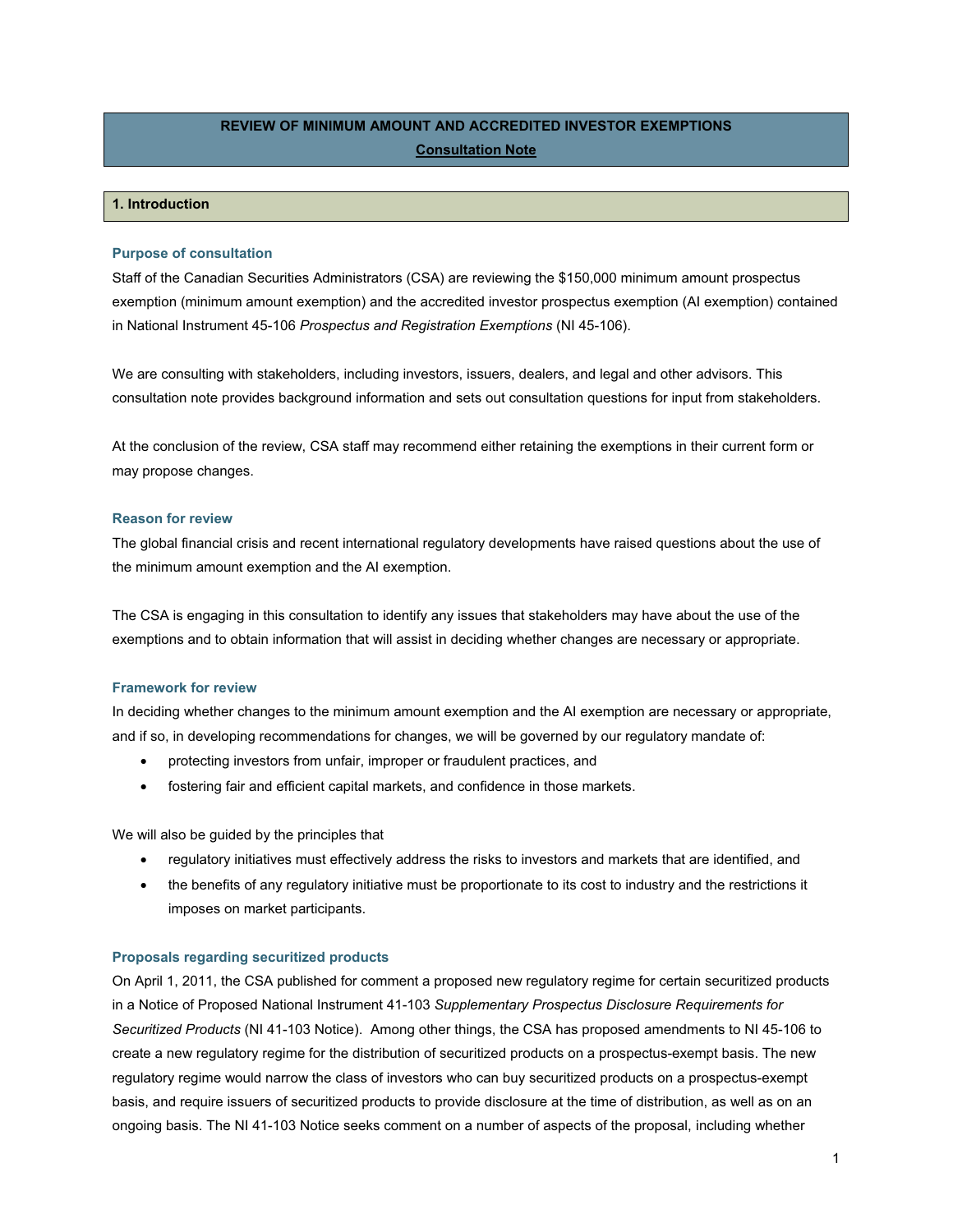## REVIEW OF MINIMUM AMOUNT AND ACCREDITED INVESTOR EXEMPTIONS

**Consultation Note**

### 1. Introduction

#### Purpose of consultation

Staff of the Canadian Securities Administrators (CSA) are reviewing the $150,000 minimum amount prospectus exemption (minimum amount exemption) and the accredited investor prospectus exemption (AI exemption) contained in National Instrument 45-106 *Prospectus and Registration Exemptions* (NI 45-106).

We are consulting with stakeholders, including investors, issuers, dealers, and legal and other advisors. This consultation note provides background information and sets out consultation questions for input from stakeholders.

At the conclusion of the review, CSA staff may recommend either retaining the exemptions in their current form or may propose changes.

#### Reason for review

The global financial crisis and recent international regulatory developments have raised questions about the use of the minimum amount exemption and the AI exemption.

The CSA is engaging in this consultation to identify any issues that stakeholders may have about the use of the exemptions and to obtain information that will assist in deciding whether changes are necessary or appropriate.

#### Framework for review

In deciding whether changes to the minimum amount exemption and the AI exemption are necessary or appropriate, and if so, in developing recommendations for changes, we will be governed by our regulatory mandate of:

- protecting investors from unfair, improper or fraudulent practices, and
- fostering fair and efficient capital markets, and confidence in those markets.

We will also be guided by the principles that

- regulatory initiatives must effectively address the risks to investors and markets that are identified, and
- the benefits of any regulatory initiative must be proportionate to its cost to industry and the restrictions it imposes on market participants.

#### Proposals regarding securitized products

On April 1, 2011, the CSA published for comment a proposed new regulatory regime for certain securitized products in a Notice of Proposed National Instrument 41-103 *Supplementary Prospectus Disclosure Requirements for Securitized Products* (NI 41-103 Notice). Among other things, the CSA has proposed amendments to NI 45-106 to create a new regulatory regime for the distribution of securitized products on a prospectus-exempt basis. The new regulatory regime would narrow the class of investors who can buy securitized products on a prospectus-exempt basis, and require issuers of securitized products to provide disclosure at the time of distribution, as well as on an ongoing basis. The NI 41-103 Notice seeks comment on a number of aspects of the proposal, including whether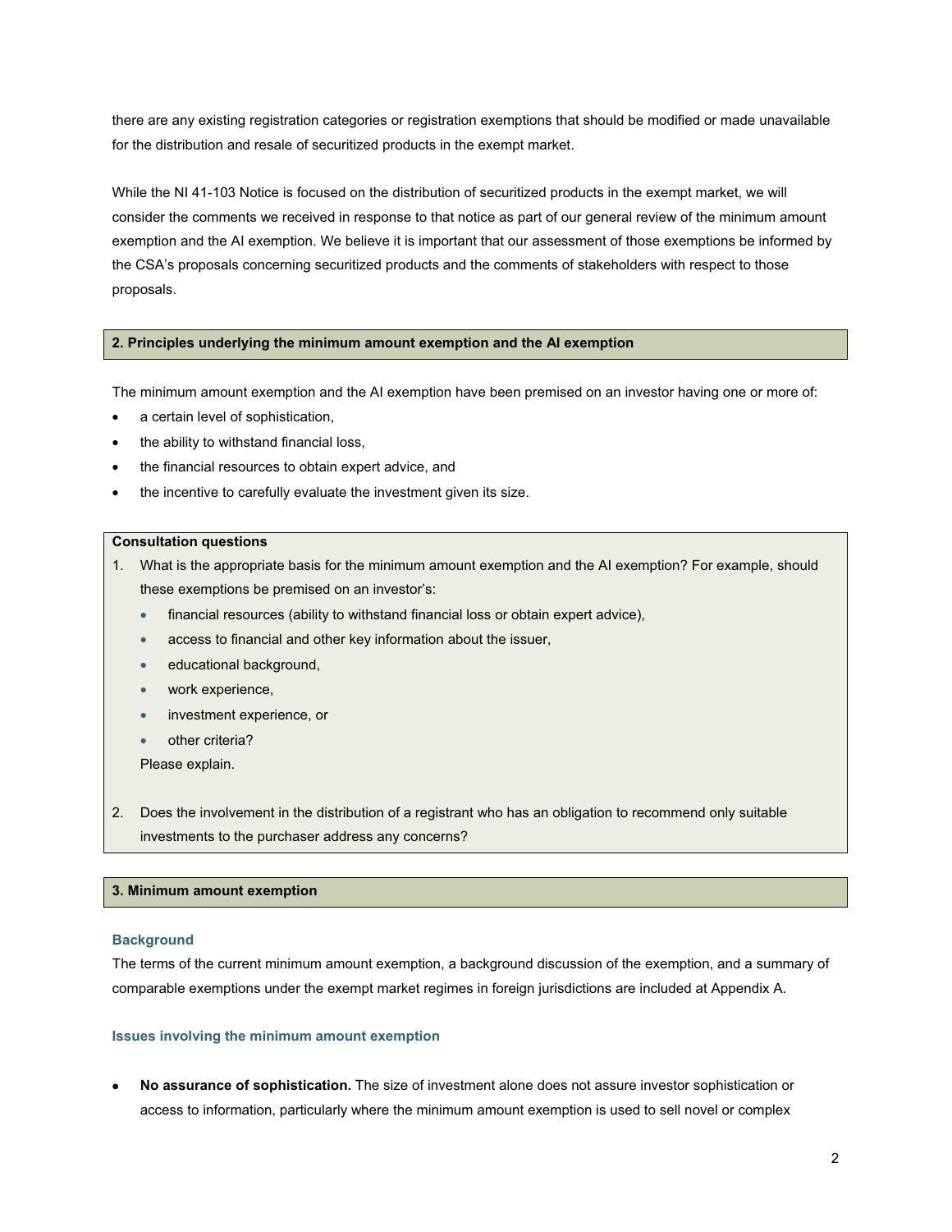there are any existing registration categories or registration exemptions that should be modified or made unavailable for the distribution and resale of securitized products in the exempt market.

While the NI 41-103 Notice is focused on the distribution of securitized products in the exempt market, we will consider the comments we received in response to that notice as part of our general review of the minimum amount exemption and the AI exemption. We believe it is important that our assessment of those exemptions be informed by the CSA's proposals concerning securitized products and the comments of stakeholders with respect to those proposals.

## 2. Principles underlying the minimum amount exemption and the AI exemption

The minimum amount exemption and the AI exemption have been premised on an investor having one or more of:

- a certain level of sophistication,
- the ability to withstand financial loss,
- the financial resources to obtain expert advice, and
- the incentive to carefully evaluate the investment given its size.

**Consultation questions**

1. What is the appropriate basis for the minimum amount exemption and the AI exemption? For example, should these exemptions be premised on an investor's:
   - financial resources (ability to withstand financial loss or obtain expert advice),
   - access to financial and other key information about the issuer,
   - educational background,
   - work experience,
   - investment experience, or
   - other criteria?

   Please explain.

2. Does the involvement in the distribution of a registrant who has an obligation to recommend only suitable investments to the purchaser address any concerns?

## 3. Minimum amount exemption

### Background

The terms of the current minimum amount exemption, a background discussion of the exemption, and a summary of comparable exemptions under the exempt market regimes in foreign jurisdictions are included at Appendix A.

### Issues involving the minimum amount exemption

- **No assurance of sophistication.** The size of investment alone does not assure investor sophistication or access to information, particularly where the minimum amount exemption is used to sell novel or complex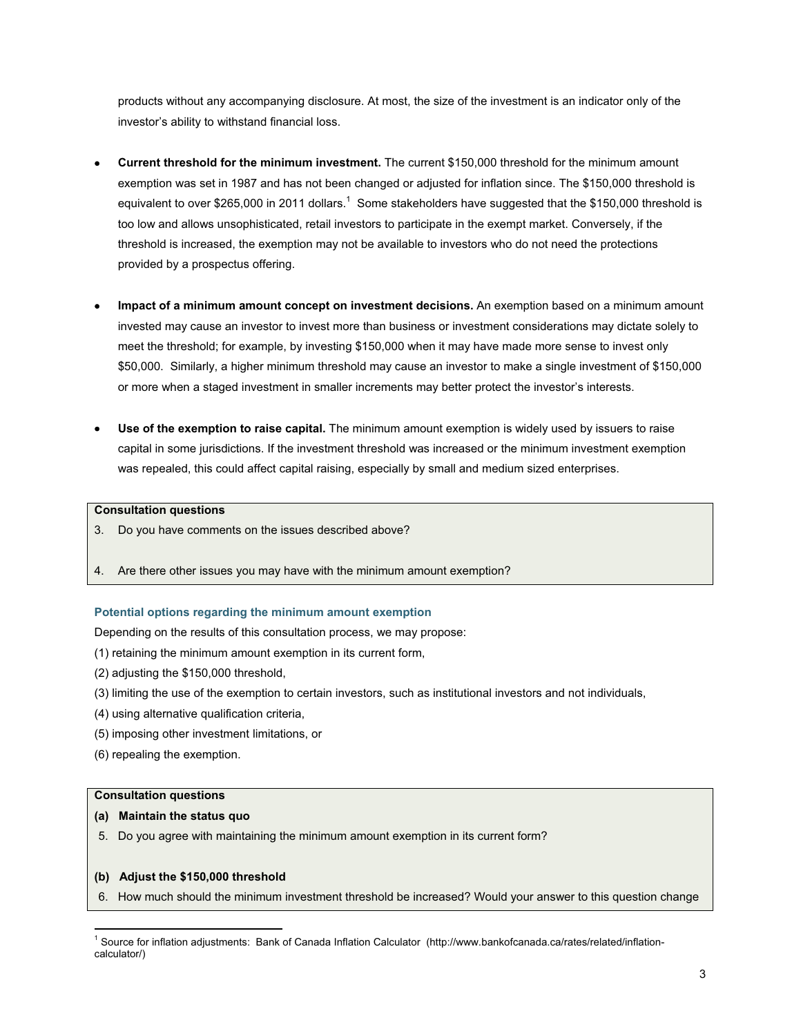products without any accompanying disclosure. At most, the size of the investment is an indicator only of the investor's ability to withstand financial loss.

- **Current threshold for the minimum investment.** The current $150,000 threshold for the minimum amount exemption was set in 1987 and has not been changed or adjusted for inflation since. The $150,000 threshold is equivalent to over $265,000 in 2011 dollars.[1] Some stakeholders have suggested that the $150,000 threshold is too low and allows unsophisticated, retail investors to participate in the exempt market. Conversely, if the threshold is increased, the exemption may not be available to investors who do not need the protections provided by a prospectus offering.

- **Impact of a minimum amount concept on investment decisions.** An exemption based on a minimum amount invested may cause an investor to invest more than business or investment considerations may dictate solely to meet the threshold; for example, by investing $150,000 when it may have made more sense to invest only $50,000. Similarly, a higher minimum threshold may cause an investor to make a single investment of $150,000 or more when a staged investment in smaller increments may better protect the investor's interests.

- **Use of the exemption to raise capital.** The minimum amount exemption is widely used by issuers to raise capital in some jurisdictions. If the investment threshold was increased or the minimum investment exemption was repealed, this could affect capital raising, especially by small and medium sized enterprises.

> **Consultation questions**
>
> 3. Do you have comments on the issues described above?
>
> 4. Are there other issues you may have with the minimum amount exemption?

### Potential options regarding the minimum amount exemption

Depending on the results of this consultation process, we may propose:

(1) retaining the minimum amount exemption in its current form,

(2) adjusting the $150,000 threshold,

(3) limiting the use of the exemption to certain investors, such as institutional investors and not individuals,

(4) using alternative qualification criteria,

(5) imposing other investment limitations, or

(6) repealing the exemption.

> **Consultation questions**
>
> **(a) Maintain the status quo**
>
> 5. Do you agree with maintaining the minimum amount exemption in its current form?
>
> **(b) Adjust the $150,000 threshold**
>
> 6. How much should the minimum investment threshold be increased? Would your answer to this question change

[1] Source for inflation adjustments: Bank of Canada Inflation Calculator (http://www.bankofcanada.ca/rates/related/inflation-calculator/)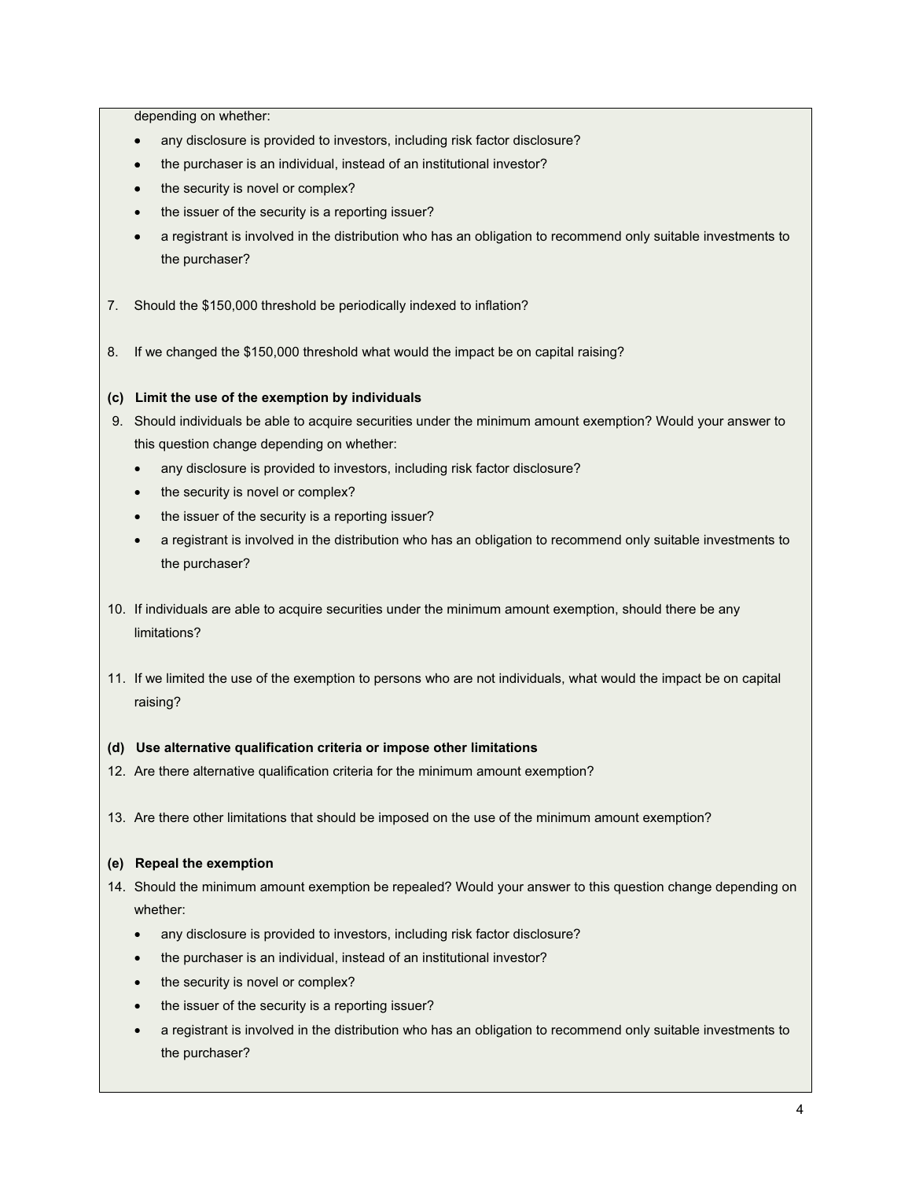depending on whether:

- any disclosure is provided to investors, including risk factor disclosure?
- the purchaser is an individual, instead of an institutional investor?
- the security is novel or complex?
- the issuer of the security is a reporting issuer?
- a registrant is involved in the distribution who has an obligation to recommend only suitable investments to the purchaser?

7. Should the $150,000 threshold be periodically indexed to inflation?

8. If we changed the $150,000 threshold what would the impact be on capital raising?

**(c) Limit the use of the exemption by individuals**

9. Should individuals be able to acquire securities under the minimum amount exemption? Would your answer to this question change depending on whether:
   - any disclosure is provided to investors, including risk factor disclosure?
   - the security is novel or complex?
   - the issuer of the security is a reporting issuer?
   - a registrant is involved in the distribution who has an obligation to recommend only suitable investments to the purchaser?

10. If individuals are able to acquire securities under the minimum amount exemption, should there be any limitations?

11. If we limited the use of the exemption to persons who are not individuals, what would the impact be on capital raising?

**(d) Use alternative qualification criteria or impose other limitations**

12. Are there alternative qualification criteria for the minimum amount exemption?

13. Are there other limitations that should be imposed on the use of the minimum amount exemption?

**(e) Repeal the exemption**

14. Should the minimum amount exemption be repealed? Would your answer to this question change depending on whether:
    - any disclosure is provided to investors, including risk factor disclosure?
    - the purchaser is an individual, instead of an institutional investor?
    - the security is novel or complex?
    - the issuer of the security is a reporting issuer?
    - a registrant is involved in the distribution who has an obligation to recommend only suitable investments to the purchaser?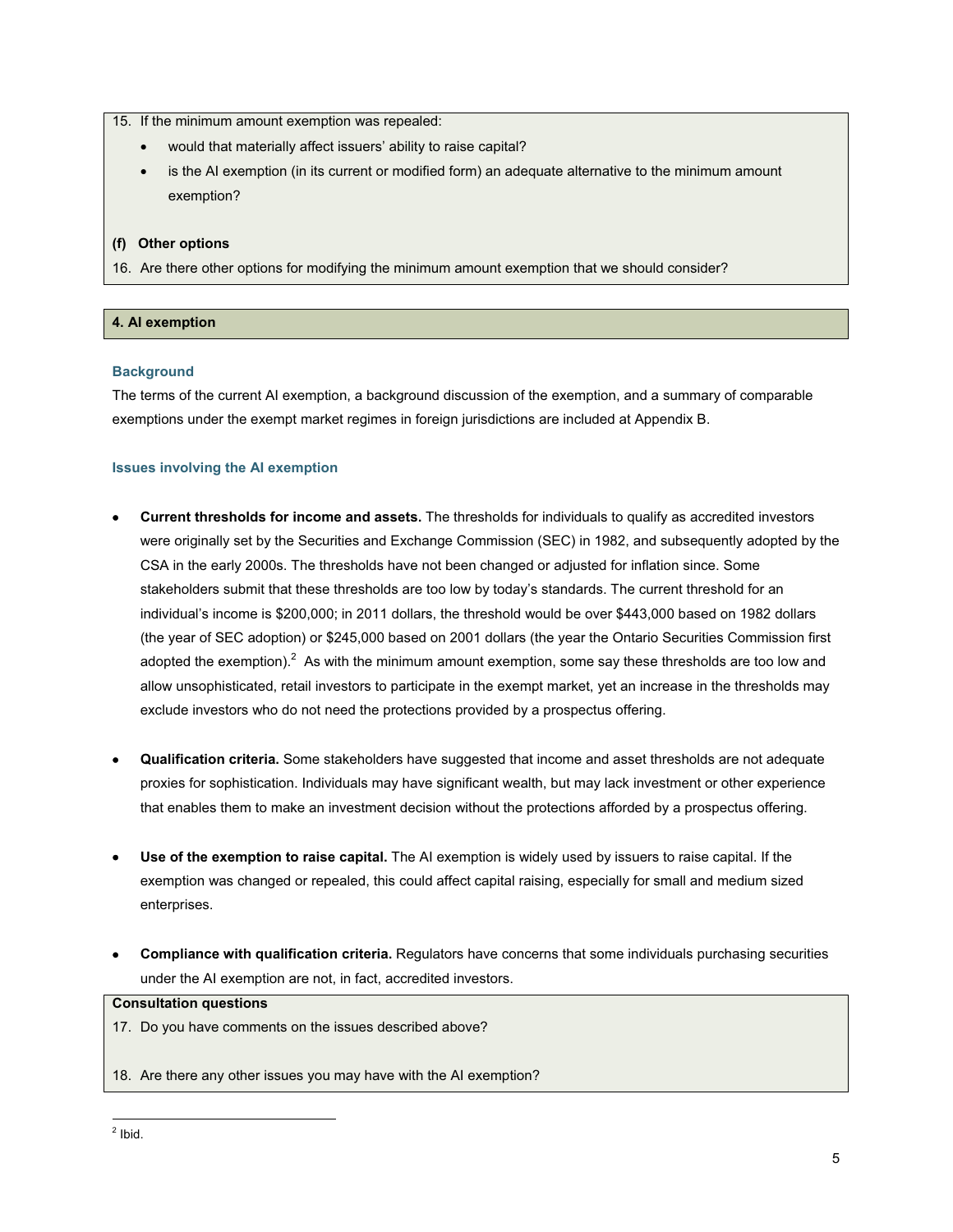15. If the minimum amount exemption was repealed:
    - would that materially affect issuers' ability to raise capital?
    - is the AI exemption (in its current or modified form) an adequate alternative to the minimum amount exemption?

**(f) Other options**

16. Are there other options for modifying the minimum amount exemption that we should consider?

### 4. AI exemption

#### Background

The terms of the current AI exemption, a background discussion of the exemption, and a summary of comparable exemptions under the exempt market regimes in foreign jurisdictions are included at Appendix B.

#### Issues involving the AI exemption

- **Current thresholds for income and assets.** The thresholds for individuals to qualify as accredited investors were originally set by the Securities and Exchange Commission (SEC) in 1982, and subsequently adopted by the CSA in the early 2000s. The thresholds have not been changed or adjusted for inflation since. Some stakeholders submit that these thresholds are too low by today's standards. The current threshold for an individual's income is $200,000; in 2011 dollars, the threshold would be over $443,000 based on 1982 dollars (the year of SEC adoption) or $245,000 based on 2001 dollars (the year the Ontario Securities Commission first adopted the exemption).[2] As with the minimum amount exemption, some say these thresholds are too low and allow unsophisticated, retail investors to participate in the exempt market, yet an increase in the thresholds may exclude investors who do not need the protections provided by a prospectus offering.

- **Qualification criteria.** Some stakeholders have suggested that income and asset thresholds are not adequate proxies for sophistication. Individuals may have significant wealth, but may lack investment or other experience that enables them to make an investment decision without the protections afforded by a prospectus offering.

- **Use of the exemption to raise capital.** The AI exemption is widely used by issuers to raise capital. If the exemption was changed or repealed, this could affect capital raising, especially for small and medium sized enterprises.

- **Compliance with qualification criteria.** Regulators have concerns that some individuals purchasing securities under the AI exemption are not, in fact, accredited investors.

**Consultation questions**

17. Do you have comments on the issues described above?

18. Are there any other issues you may have with the AI exemption?

[2] Ibid.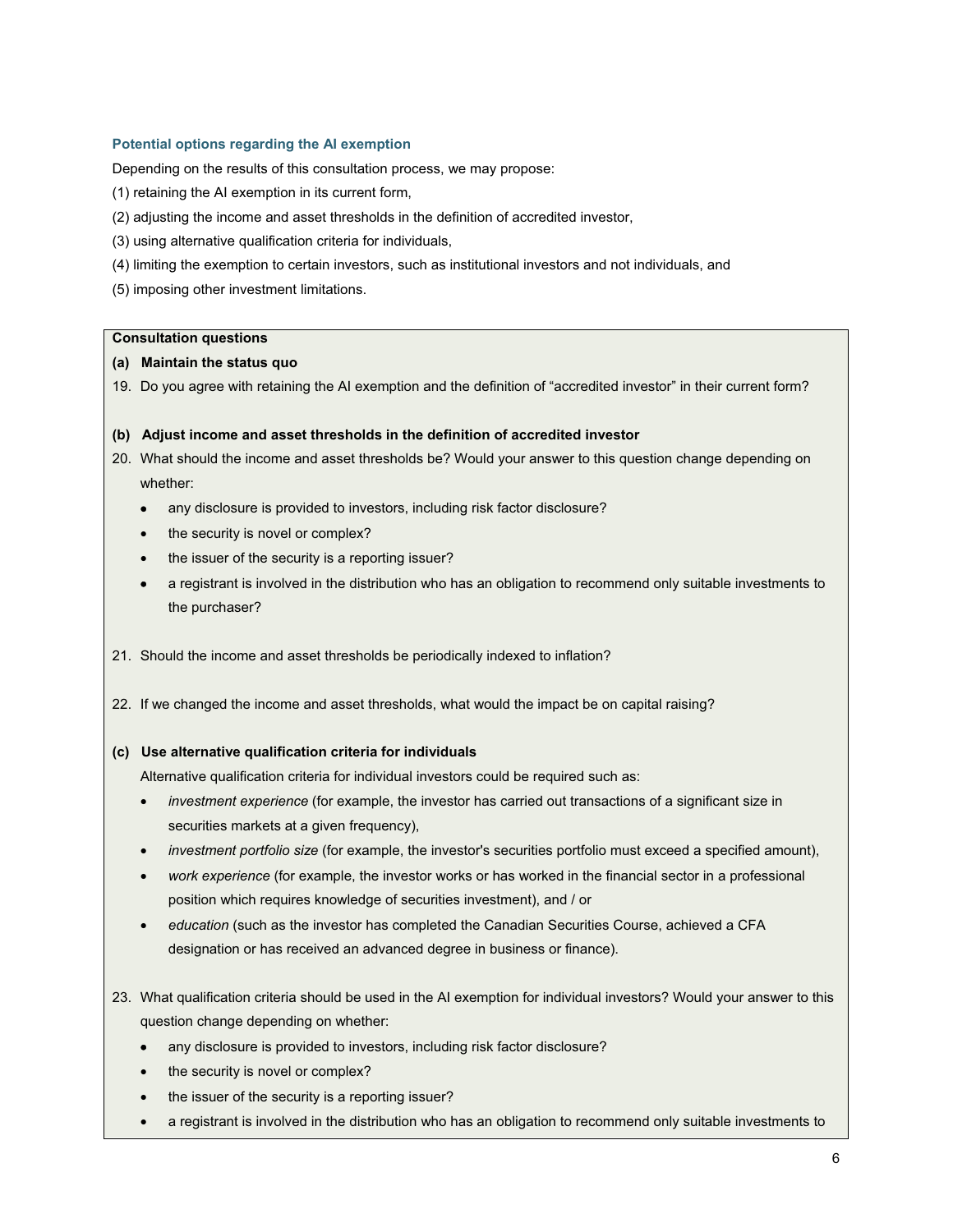### Potential options regarding the AI exemption

Depending on the results of this consultation process, we may propose:

(1) retaining the AI exemption in its current form,

(2) adjusting the income and asset thresholds in the definition of accredited investor,

(3) using alternative qualification criteria for individuals,

(4) limiting the exemption to certain investors, such as institutional investors and not individuals, and

(5) imposing other investment limitations.

**Consultation questions**

**(a) Maintain the status quo**

19. Do you agree with retaining the AI exemption and the definition of "accredited investor" in their current form?

**(b) Adjust income and asset thresholds in the definition of accredited investor**

20. What should the income and asset thresholds be? Would your answer to this question change depending on whether:
    - any disclosure is provided to investors, including risk factor disclosure?
    - the security is novel or complex?
    - the issuer of the security is a reporting issuer?
    - a registrant is involved in the distribution who has an obligation to recommend only suitable investments to the purchaser?

21. Should the income and asset thresholds be periodically indexed to inflation?

22. If we changed the income and asset thresholds, what would the impact be on capital raising?

**(c) Use alternative qualification criteria for individuals**

Alternative qualification criteria for individual investors could be required such as:

- *investment experience* (for example, the investor has carried out transactions of a significant size in securities markets at a given frequency),
- *investment portfolio size* (for example, the investor's securities portfolio must exceed a specified amount),
- *work experience* (for example, the investor works or has worked in the financial sector in a professional position which requires knowledge of securities investment), and / or
- *education* (such as the investor has completed the Canadian Securities Course, achieved a CFA designation or has received an advanced degree in business or finance).

23. What qualification criteria should be used in the AI exemption for individual investors? Would your answer to this question change depending on whether:
    - any disclosure is provided to investors, including risk factor disclosure?
    - the security is novel or complex?
    - the issuer of the security is a reporting issuer?
    - a registrant is involved in the distribution who has an obligation to recommend only suitable investments to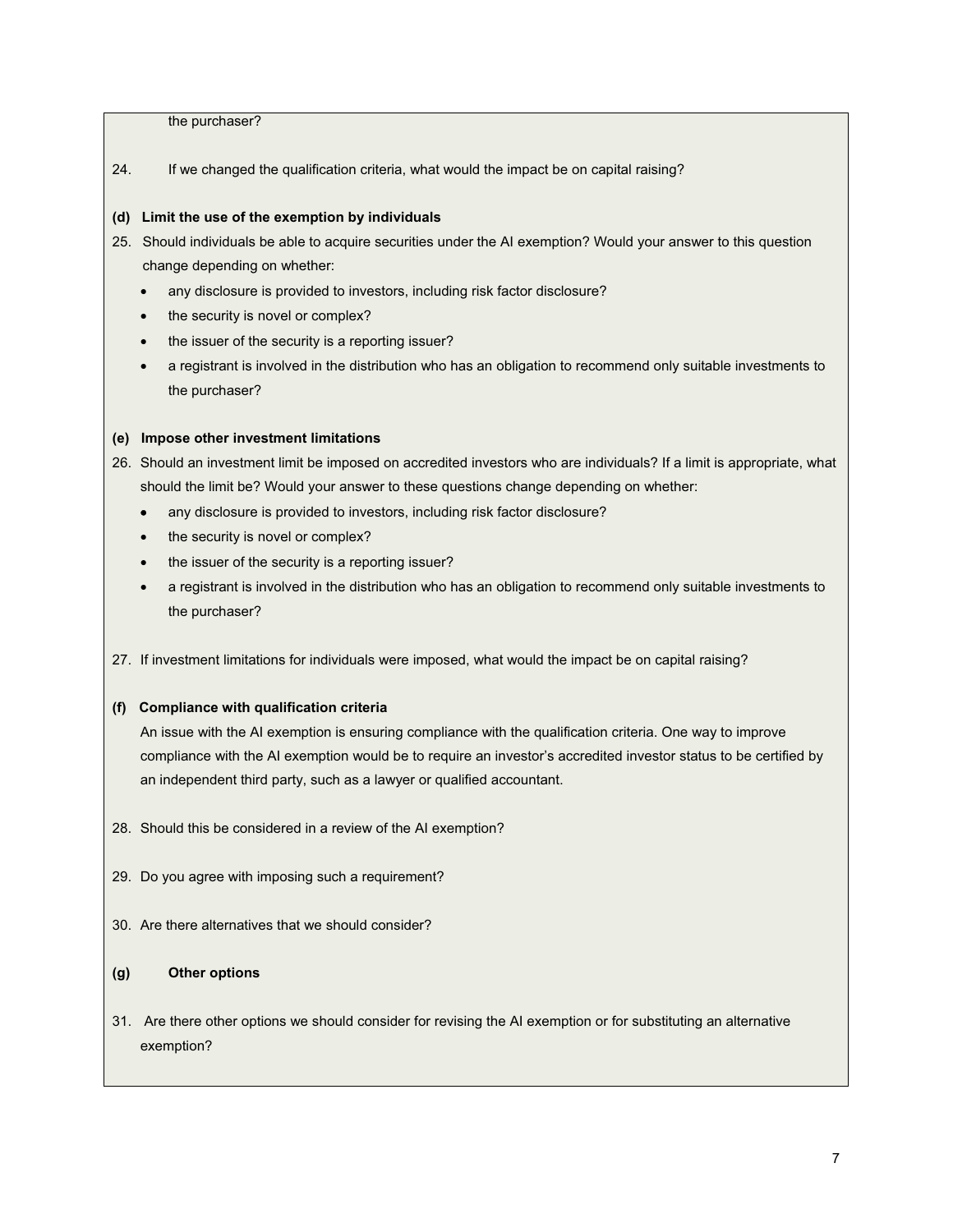the purchaser?

24. If we changed the qualification criteria, what would the impact be on capital raising?

**(d) Limit the use of the exemption by individuals**

25. Should individuals be able to acquire securities under the AI exemption? Would your answer to this question change depending on whether:
    - any disclosure is provided to investors, including risk factor disclosure?
    - the security is novel or complex?
    - the issuer of the security is a reporting issuer?
    - a registrant is involved in the distribution who has an obligation to recommend only suitable investments to the purchaser?

**(e) Impose other investment limitations**

26. Should an investment limit be imposed on accredited investors who are individuals? If a limit is appropriate, what should the limit be? Would your answer to these questions change depending on whether:
    - any disclosure is provided to investors, including risk factor disclosure?
    - the security is novel or complex?
    - the issuer of the security is a reporting issuer?
    - a registrant is involved in the distribution who has an obligation to recommend only suitable investments to the purchaser?

27. If investment limitations for individuals were imposed, what would the impact be on capital raising?

**(f) Compliance with qualification criteria**

An issue with the AI exemption is ensuring compliance with the qualification criteria. One way to improve compliance with the AI exemption would be to require an investor's accredited investor status to be certified by an independent third party, such as a lawyer or qualified accountant.

28. Should this be considered in a review of the AI exemption?

29. Do you agree with imposing such a requirement?

30. Are there alternatives that we should consider?

**(g) Other options**

31. Are there other options we should consider for revising the AI exemption or for substituting an alternative exemption?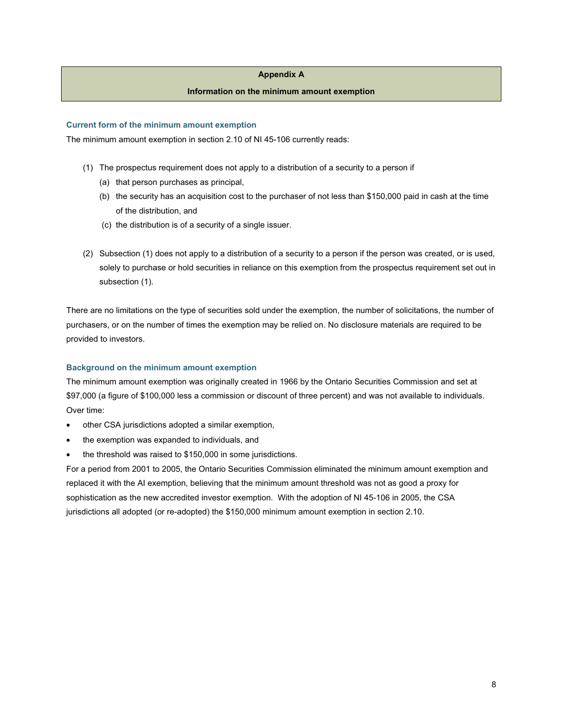## Appendix A

## Information on the minimum amount exemption

### Current form of the minimum amount exemption

The minimum amount exemption in section 2.10 of NI 45-106 currently reads:

(1) The prospectus requirement does not apply to a distribution of a security to a person if

  (a) that person purchases as principal,

  (b) the security has an acquisition cost to the purchaser of not less than $150,000 paid in cash at the time of the distribution, and

  (c) the distribution is of a security of a single issuer.

(2) Subsection (1) does not apply to a distribution of a security to a person if the person was created, or is used, solely to purchase or hold securities in reliance on this exemption from the prospectus requirement set out in subsection (1).

There are no limitations on the type of securities sold under the exemption, the number of solicitations, the number of purchasers, or on the number of times the exemption may be relied on. No disclosure materials are required to be provided to investors.

### Background on the minimum amount exemption

The minimum amount exemption was originally created in 1966 by the Ontario Securities Commission and set at $97,000 (a figure of $100,000 less a commission or discount of three percent) and was not available to individuals. Over time:

- other CSA jurisdictions adopted a similar exemption,
- the exemption was expanded to individuals, and
- the threshold was raised to $150,000 in some jurisdictions.

For a period from 2001 to 2005, the Ontario Securities Commission eliminated the minimum amount exemption and replaced it with the AI exemption, believing that the minimum amount threshold was not as good a proxy for sophistication as the new accredited investor exemption. With the adoption of NI 45-106 in 2005, the CSA jurisdictions all adopted (or re-adopted) the $150,000 minimum amount exemption in section 2.10.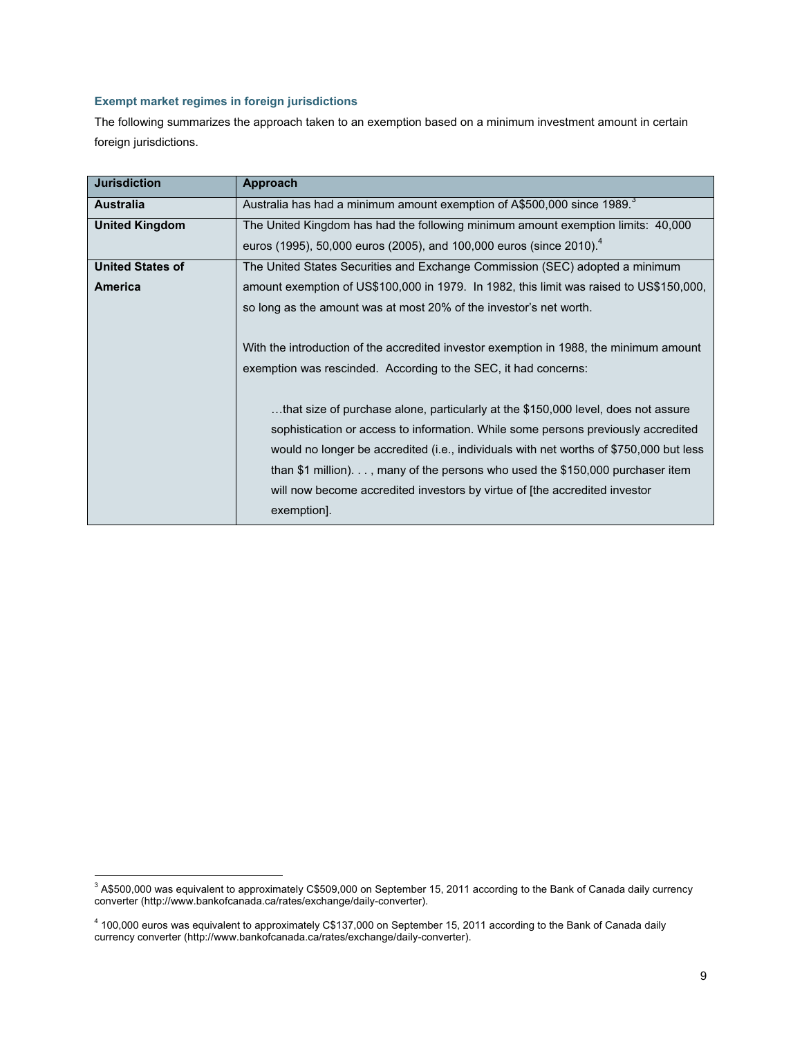### Exempt market regimes in foreign jurisdictions

The following summarizes the approach taken to an exemption based on a minimum investment amount in certain foreign jurisdictions.

| Jurisdiction | Approach |
| --- | --- |
| **Australia** | Australia has had a minimum amount exemption of A$500,000 since 1989.[3] |
| **United Kingdom** | The United Kingdom has had the following minimum amount exemption limits: 40,000 euros (1995), 50,000 euros (2005), and 100,000 euros (since 2010).[4] |
| **United States of America** | The United States Securities and Exchange Commission (SEC) adopted a minimum amount exemption of US$100,000 in 1979. In 1982, this limit was raised to US$150,000, so long as the amount was at most 20% of the investor's net worth.<br><br>With the introduction of the accredited investor exemption in 1988, the minimum amount exemption was rescinded. According to the SEC, it had concerns:<br><br>…that size of purchase alone, particularly at the $150,000 level, does not assure sophistication or access to information. While some persons previously accredited would no longer be accredited (i.e., individuals with net worths of $750,000 but less than $1 million). . . , many of the persons who used the $150,000 purchaser item will now become accredited investors by virtue of [the accredited investor exemption]. |

[3] A$500,000 was equivalent to approximately C$509,000 on September 15, 2011 according to the Bank of Canada daily currency converter (http://www.bankofcanada.ca/rates/exchange/daily-converter).

[4] 100,000 euros was equivalent to approximately C$137,000 on September 15, 2011 according to the Bank of Canada daily currency converter (http://www.bankofcanada.ca/rates/exchange/daily-converter).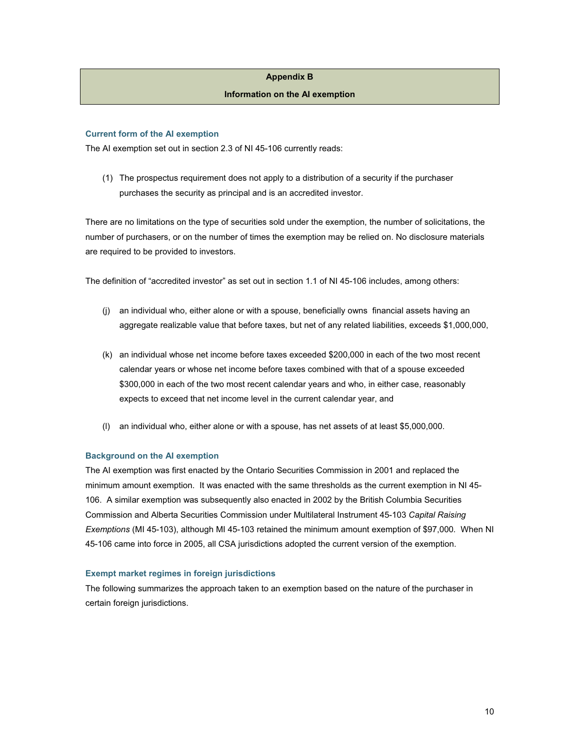## Appendix B

## Information on the AI exemption

### Current form of the AI exemption

The AI exemption set out in section 2.3 of NI 45-106 currently reads:

(1) The prospectus requirement does not apply to a distribution of a security if the purchaser purchases the security as principal and is an accredited investor.

There are no limitations on the type of securities sold under the exemption, the number of solicitations, the number of purchasers, or on the number of times the exemption may be relied on. No disclosure materials are required to be provided to investors.

The definition of "accredited investor" as set out in section 1.1 of NI 45-106 includes, among others:

(j) an individual who, either alone or with a spouse, beneficially owns financial assets having an aggregate realizable value that before taxes, but net of any related liabilities, exceeds $1,000,000,

(k) an individual whose net income before taxes exceeded $200,000 in each of the two most recent calendar years or whose net income before taxes combined with that of a spouse exceeded $300,000 in each of the two most recent calendar years and who, in either case, reasonably expects to exceed that net income level in the current calendar year, and

(l) an individual who, either alone or with a spouse, has net assets of at least $5,000,000.

### Background on the AI exemption

The AI exemption was first enacted by the Ontario Securities Commission in 2001 and replaced the minimum amount exemption. It was enacted with the same thresholds as the current exemption in NI 45-106. A similar exemption was subsequently also enacted in 2002 by the British Columbia Securities Commission and Alberta Securities Commission under Multilateral Instrument 45-103 *Capital Raising Exemptions* (MI 45-103), although MI 45-103 retained the minimum amount exemption of $97,000. When NI 45-106 came into force in 2005, all CSA jurisdictions adopted the current version of the exemption.

### Exempt market regimes in foreign jurisdictions

The following summarizes the approach taken to an exemption based on the nature of the purchaser in certain foreign jurisdictions.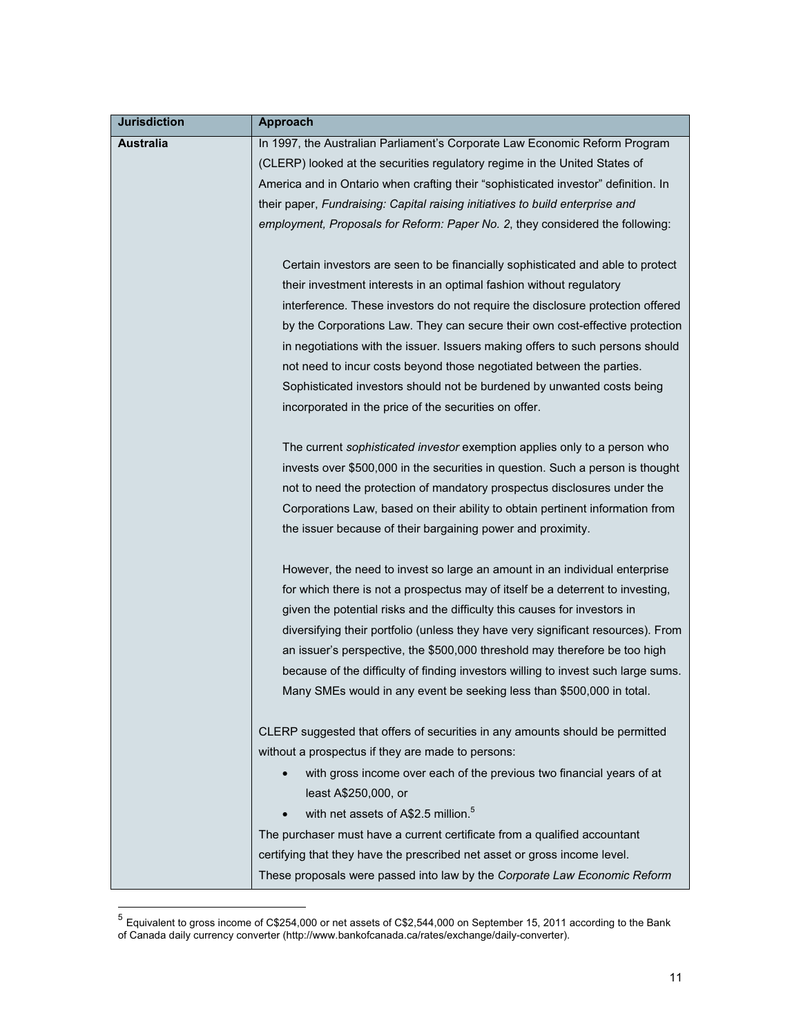| Jurisdiction | Approach |
|---|---|
| **Australia** | In 1997, the Australian Parliament's Corporate Law Economic Reform Program (CLERP) looked at the securities regulatory regime in the United States of America and in Ontario when crafting their "sophisticated investor" definition. In their paper, *Fundraising: Capital raising initiatives to build enterprise and employment, Proposals for Reform: Paper No. 2*, they considered the following:<br><br>Certain investors are seen to be financially sophisticated and able to protect their investment interests in an optimal fashion without regulatory interference. These investors do not require the disclosure protection offered by the Corporations Law. They can secure their own cost-effective protection in negotiations with the issuer. Issuers making offers to such persons should not need to incur costs beyond those negotiated between the parties. Sophisticated investors should not be burdened by unwanted costs being incorporated in the price of the securities on offer.<br><br>The current *sophisticated investor* exemption applies only to a person who invests over \$500,000 in the securities in question. Such a person is thought not to need the protection of mandatory prospectus disclosures under the Corporations Law, based on their ability to obtain pertinent information from the issuer because of their bargaining power and proximity.<br><br>However, the need to invest so large an amount in an individual enterprise for which there is not a prospectus may of itself be a deterrent to investing, given the potential risks and the difficulty this causes for investors in diversifying their portfolio (unless they have very significant resources). From an issuer's perspective, the \$500,000 threshold may therefore be too high because of the difficulty of finding investors willing to invest such large sums. Many SMEs would in any event be seeking less than \$500,000 in total.<br><br>CLERP suggested that offers of securities in any amounts should be permitted without a prospectus if they are made to persons:<br>• with gross income over each of the previous two financial years of at least A\$250,000, or<br>• with net assets of A\$2.5 million.[5]<br>The purchaser must have a current certificate from a qualified accountant certifying that they have the prescribed net asset or gross income level.<br>These proposals were passed into law by the *Corporate Law Economic Reform* |

[5] Equivalent to gross income of C\$254,000 or net assets of C\$2,544,000 on September 15, 2011 according to the Bank of Canada daily currency converter (http://www.bankofcanada.ca/rates/exchange/daily-converter).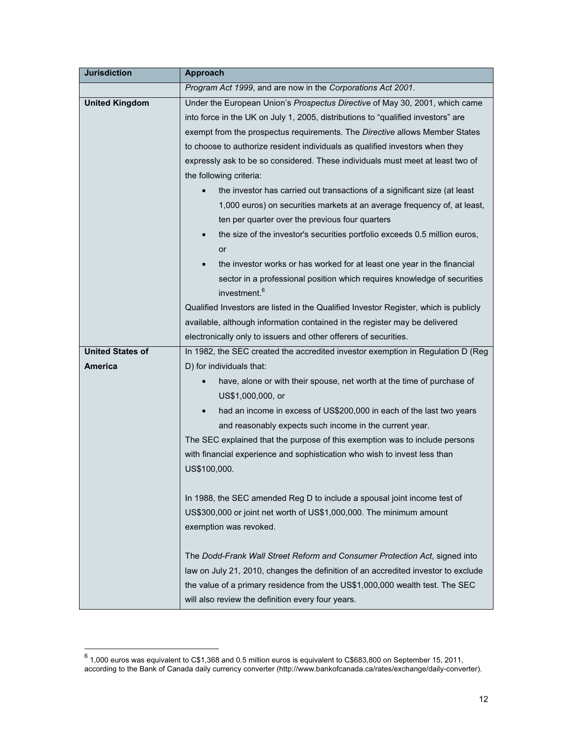| Jurisdiction | Approach |
|---|---|
| | *Program Act 1999*, and are now in the *Corporations Act 2001*. |
| **United Kingdom** | Under the European Union's *Prospectus Directive* of May 30, 2001, which came into force in the UK on July 1, 2005, distributions to "qualified investors" are exempt from the prospectus requirements. The *Directive* allows Member States to choose to authorize resident individuals as qualified investors when they expressly ask to be so considered. These individuals must meet at least two of the following criteria:<br>• the investor has carried out transactions of a significant size (at least 1,000 euros) on securities markets at an average frequency of, at least, ten per quarter over the previous four quarters<br>• the size of the investor's securities portfolio exceeds 0.5 million euros, or<br>• the investor works or has worked for at least one year in the financial sector in a professional position which requires knowledge of securities investment.[6]<br>Qualified Investors are listed in the Qualified Investor Register, which is publicly available, although information contained in the register may be delivered electronically only to issuers and other offerers of securities. |
| **United States of America** | In 1982, the SEC created the accredited investor exemption in Regulation D (Reg D) for individuals that:<br>• have, alone or with their spouse, net worth at the time of purchase of US$1,000,000, or<br>• had an income in excess of US$200,000 in each of the last two years and reasonably expects such income in the current year.<br>The SEC explained that the purpose of this exemption was to include persons with financial experience and sophistication who wish to invest less than US$100,000.<br><br>In 1988, the SEC amended Reg D to include a spousal joint income test of US$300,000 or joint net worth of US$1,000,000. The minimum amount exemption was revoked.<br><br>The *Dodd-Frank Wall Street Reform and Consumer Protection Act*, signed into law on July 21, 2010, changes the definition of an accredited investor to exclude the value of a primary residence from the US$1,000,000 wealth test. The SEC will also review the definition every four years. |

[6] 1,000 euros was equivalent to C$1,368 and 0.5 million euros is equivalent to C$683,800 on September 15, 2011, according to the Bank of Canada daily currency converter (http://www.bankofcanada.ca/rates/exchange/daily-converter).